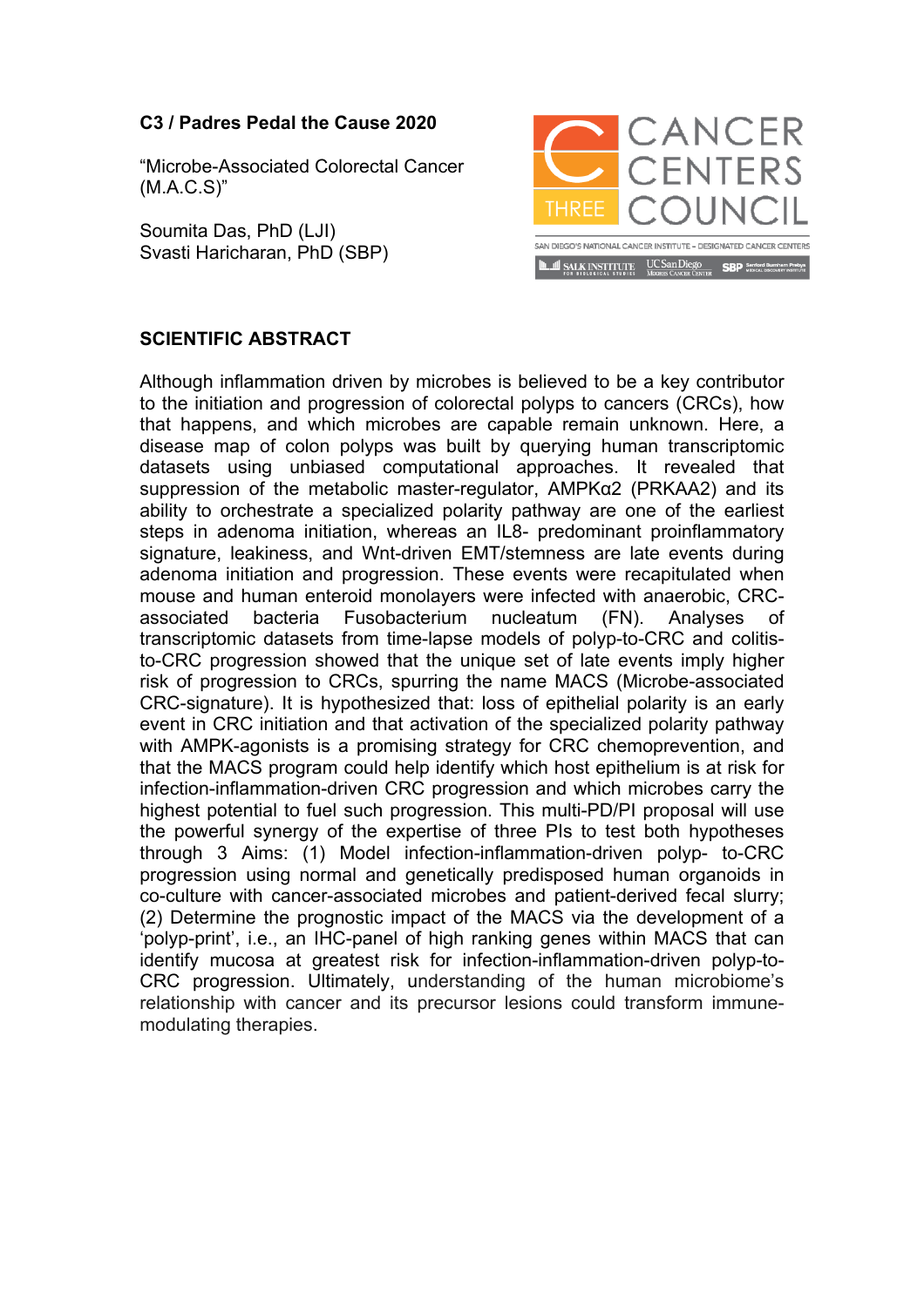**C3 / Padres Pedal the Cause 2020**

“Microbe-Associated Colorectal Cancer (M.A.C.S)”

Soumita Das, PhD (LJI)
Svasti Haricharan, PhD (SBP)

CANCER CENTERS COUNCIL
THREE
SAN DIEGO'S NATIONAL CANCER INSTITUTE – DESIGNATED CANCER CENTERS
SALK INSTITUTE FOR BIOLOGICAL STUDIES | UC San Diego Moores Cancer Center | SBP Sanford Burnham Prebys Medical Discovery Institute

## SCIENTIFIC ABSTRACT

Although inflammation driven by microbes is believed to be a key contributor to the initiation and progression of colorectal polyps to cancers (CRCs), how that happens, and which microbes are capable remain unknown. Here, a disease map of colon polyps was built by querying human transcriptomic datasets using unbiased computational approaches. It revealed that suppression of the metabolic master-regulator, AMPKα2 (PRKAA2) and its ability to orchestrate a specialized polarity pathway are one of the earliest steps in adenoma initiation, whereas an IL8- predominant proinflammatory signature, leakiness, and Wnt-driven EMT/stemness are late events during adenoma initiation and progression. These events were recapitulated when mouse and human enteroid monolayers were infected with anaerobic, CRC-associated bacteria Fusobacterium nucleatum (FN). Analyses of transcriptomic datasets from time-lapse models of polyp-to-CRC and colitis-to-CRC progression showed that the unique set of late events imply higher risk of progression to CRCs, spurring the name MACS (Microbe-associated CRC-signature). It is hypothesized that: loss of epithelial polarity is an early event in CRC initiation and that activation of the specialized polarity pathway with AMPK-agonists is a promising strategy for CRC chemoprevention, and that the MACS program could help identify which host epithelium is at risk for infection-inflammation-driven CRC progression and which microbes carry the highest potential to fuel such progression. This multi-PD/PI proposal will use the powerful synergy of the expertise of three PIs to test both hypotheses through 3 Aims: (1) Model infection-inflammation-driven polyp- to-CRC progression using normal and genetically predisposed human organoids in co-culture with cancer-associated microbes and patient-derived fecal slurry; (2) Determine the prognostic impact of the MACS via the development of a ‘polyp-print’, i.e., an IHC-panel of high ranking genes within MACS that can identify mucosa at greatest risk for infection-inflammation-driven polyp-to-CRC progression. Ultimately, understanding of the human microbiome’s relationship with cancer and its precursor lesions could transform immune-modulating therapies.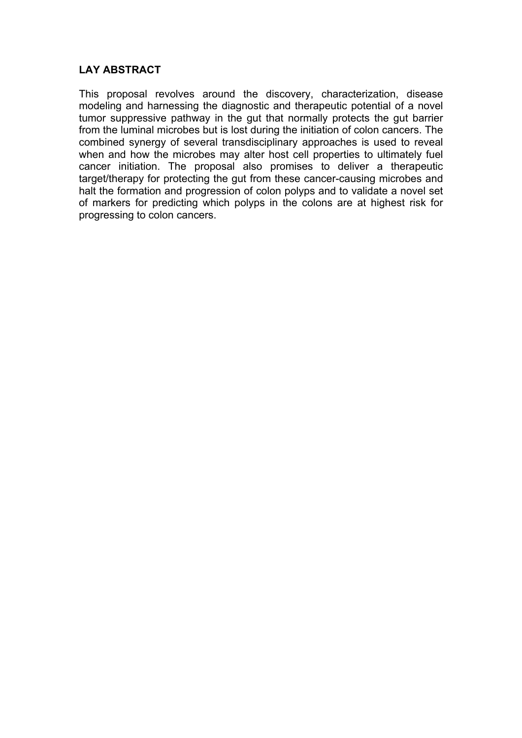**LAY ABSTRACT**

This proposal revolves around the discovery, characterization, disease modeling and harnessing the diagnostic and therapeutic potential of a novel tumor suppressive pathway in the gut that normally protects the gut barrier from the luminal microbes but is lost during the initiation of colon cancers. The combined synergy of several transdisciplinary approaches is used to reveal when and how the microbes may alter host cell properties to ultimately fuel cancer initiation. The proposal also promises to deliver a therapeutic target/therapy for protecting the gut from these cancer-causing microbes and halt the formation and progression of colon polyps and to validate a novel set of markers for predicting which polyps in the colons are at highest risk for progressing to colon cancers.